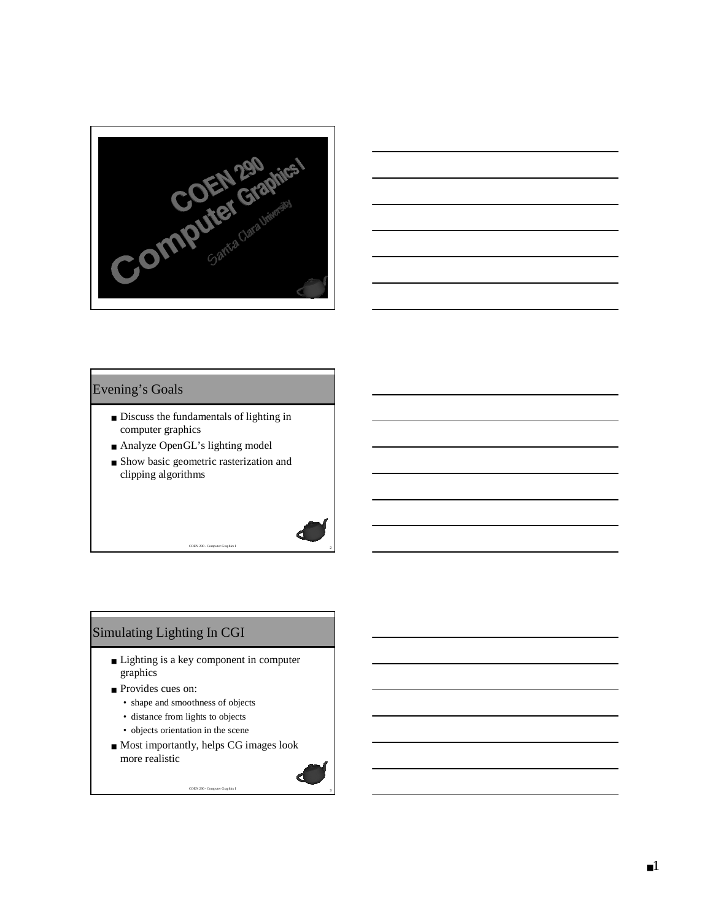COEN 290
Computer Graphics I
Santa Clara University

## Evening's Goals

- Discuss the fundamentals of lighting in computer graphics
- Analyze OpenGL's lighting model
- Show basic geometric rasterization and clipping algorithms

## Simulating Lighting In CGI

- Lighting is a key component in computer graphics
- Provides cues on:
  - shape and smoothness of objects
  - distance from lights to objects
  - objects orientation in the scene
- Most importantly, helps CG images look more realistic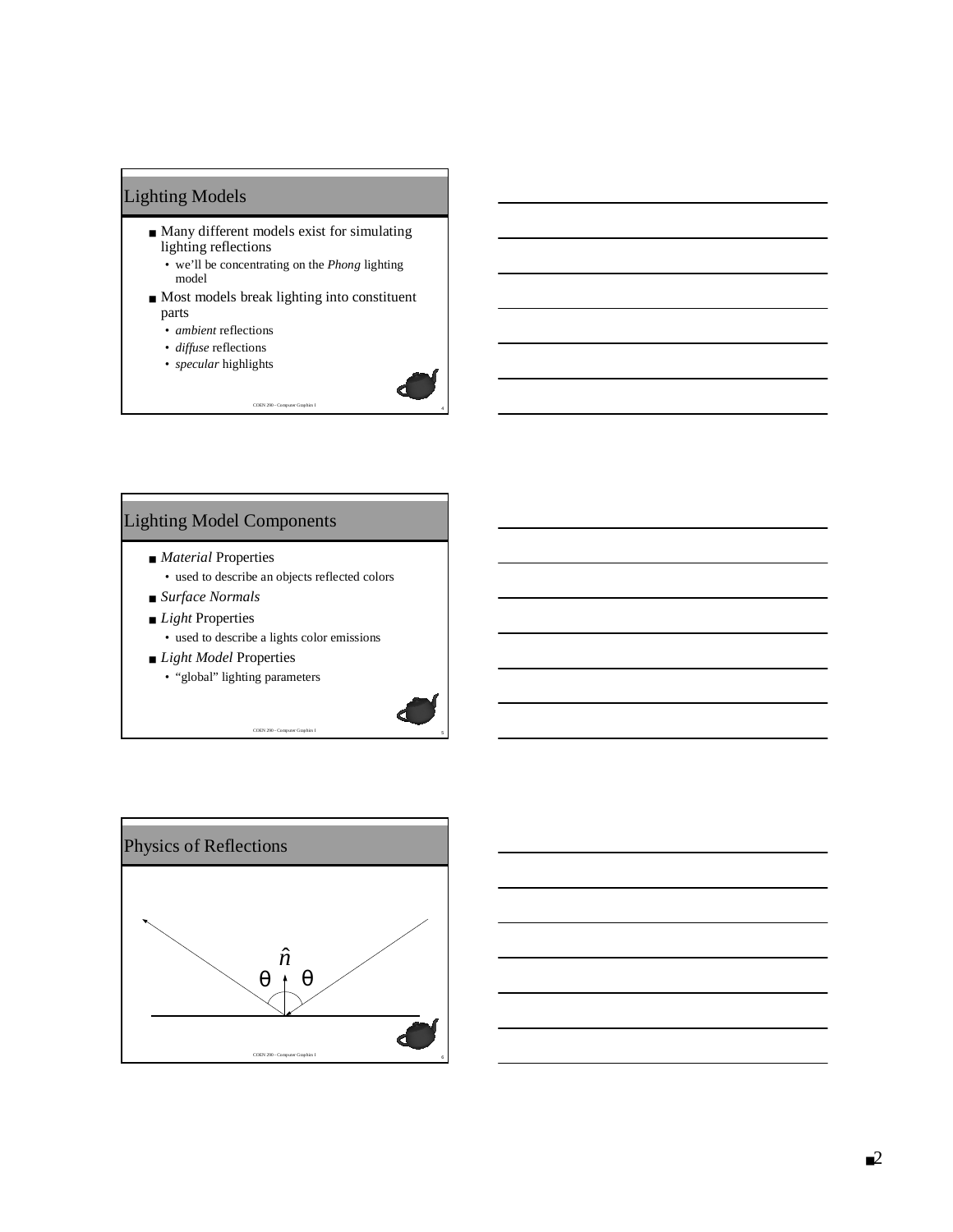## Lighting Models

- Many different models exist for simulating lighting reflections
  - we'll be concentrating on the *Phong* lighting model
- Most models break lighting into constituent parts
  - *ambient* reflections
  - *diffuse* reflections
  - *specular* highlights

## Lighting Model Components

- *Material* Properties
  - used to describe an objects reflected colors
- *Surface Normals*
- *Light* Properties
  - used to describe a lights color emissions
- *Light Model* Properties
  - "global" lighting parameters

## Physics of Reflections

$\hat{n}$

$\theta$ $\theta$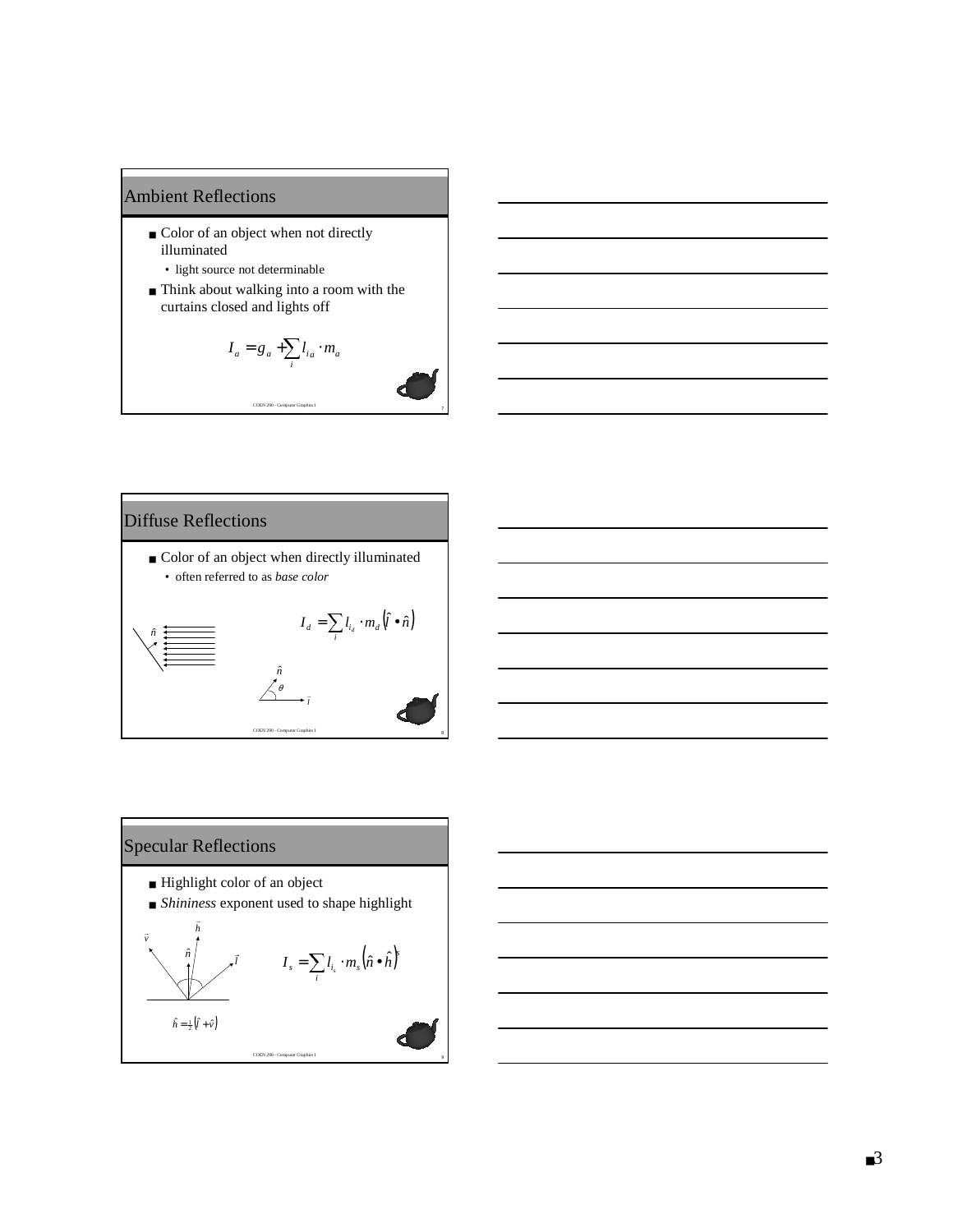## Ambient Reflections

- Color of an object when not directly illuminated
  - light source not determinable
- Think about walking into a room with the curtains closed and lights off

$$I_a = g_a + \sum_i l_{ia} \cdot m_a$$

## Diffuse Reflections

- Color of an object when directly illuminated
  - often referred to as *base color*

$$I_d = \sum_i l_{i_d} \cdot m_d \left( \hat{l} \bullet \hat{n} \right)$$

$\hat{n}$

$\theta$

$\hat{l}$

## Specular Reflections

- Highlight color of an object
- *Shininess* exponent used to shape highlight

$$I_s = \sum_i l_{i_s} \cdot m_s \left( \hat{n} \bullet \hat{h} \right)^s$$

$\hat{v}$ $\hat{h}$ $\hat{n}$ $\hat{l}$

$$\hat{h} = \tfrac{1}{2}\left( \hat{l} + \hat{v} \right)$$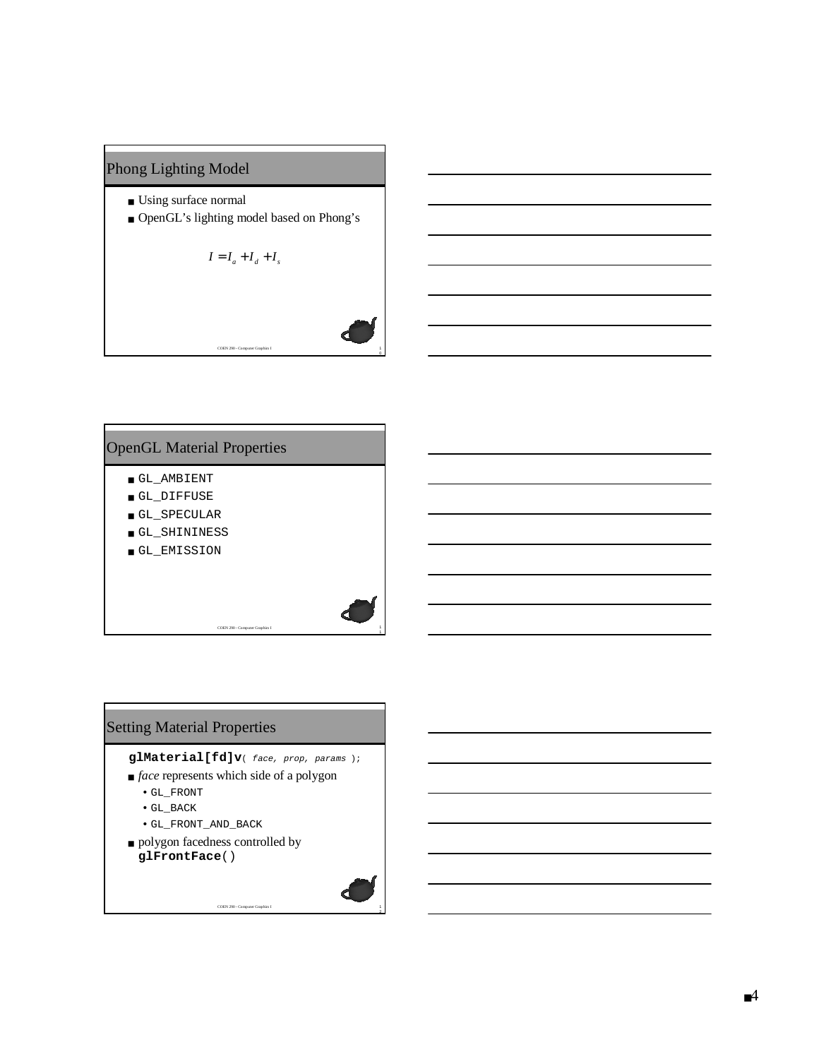## Phong Lighting Model

- Using surface normal
- OpenGL's lighting model based on Phong's

$$I = I_a + I_d + I_s$$

## OpenGL Material Properties

- `GL_AMBIENT`
- `GL_DIFFUSE`
- `GL_SPECULAR`
- `GL_SHININESS`
- `GL_EMISSION`

## Setting Material Properties

**`glMaterial[fd]v`**`( face, prop, params );`

- *face* represents which side of a polygon
  - `GL_FRONT`
  - `GL_BACK`
  - `GL_FRONT_AND_BACK`
- polygon facedness controlled by **`glFrontFace`**`()`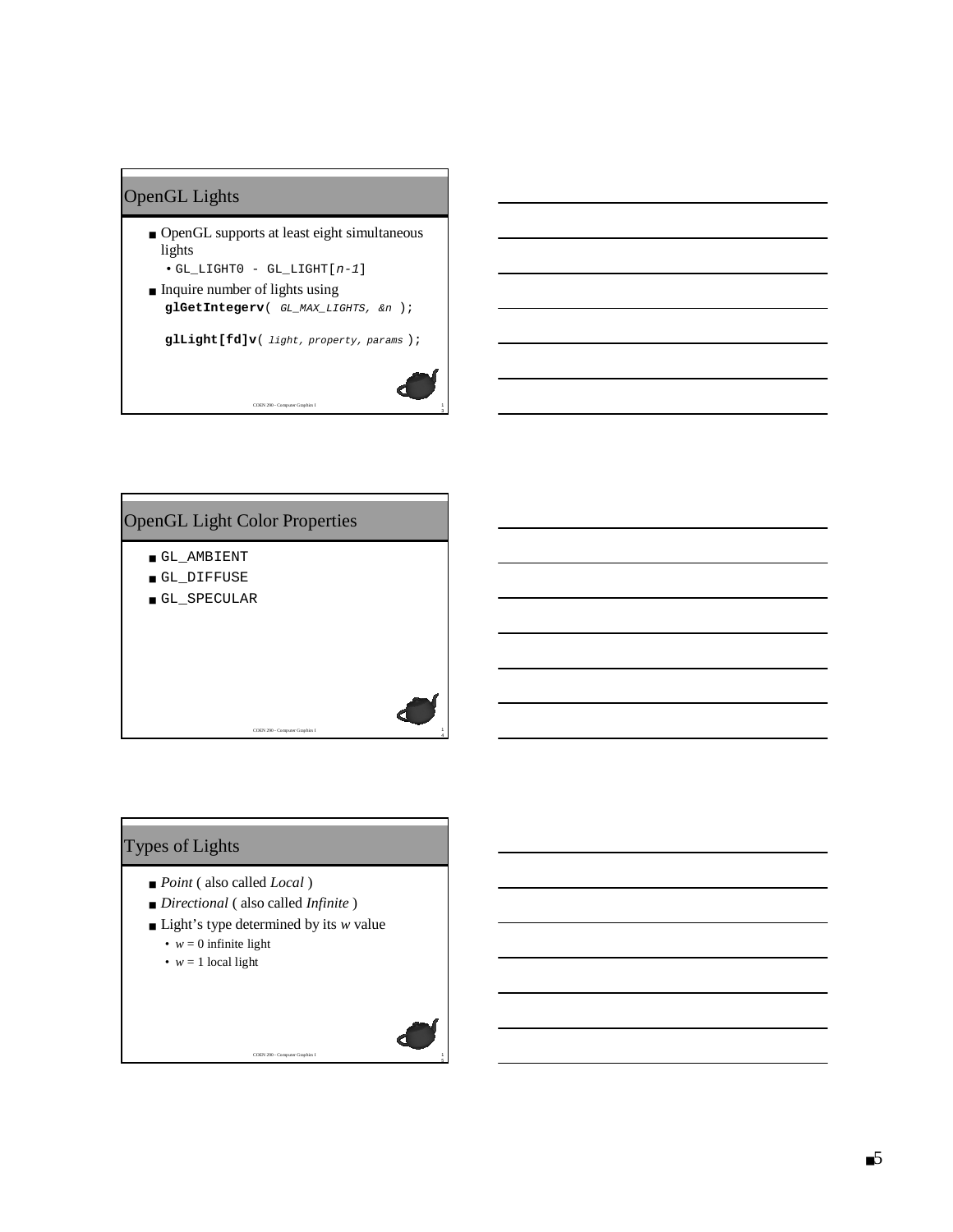## OpenGL Lights

- OpenGL supports at least eight simultaneous lights
  - `GL_LIGHT0 - GL_LIGHT[n-1]`
- Inquire number of lights using

```
glGetIntegerv( GL_MAX_LIGHTS, &n );

glLight[fd]v( light, property, params );
```

## OpenGL Light Color Properties

- `GL_AMBIENT`
- `GL_DIFFUSE`
- `GL_SPECULAR`

## Types of Lights

- *Point* ( also called *Local* )
- *Directional* ( also called *Infinite* )
- Light's type determined by its $w$ value
  - $w = 0$ infinite light
  - $w = 1$ local light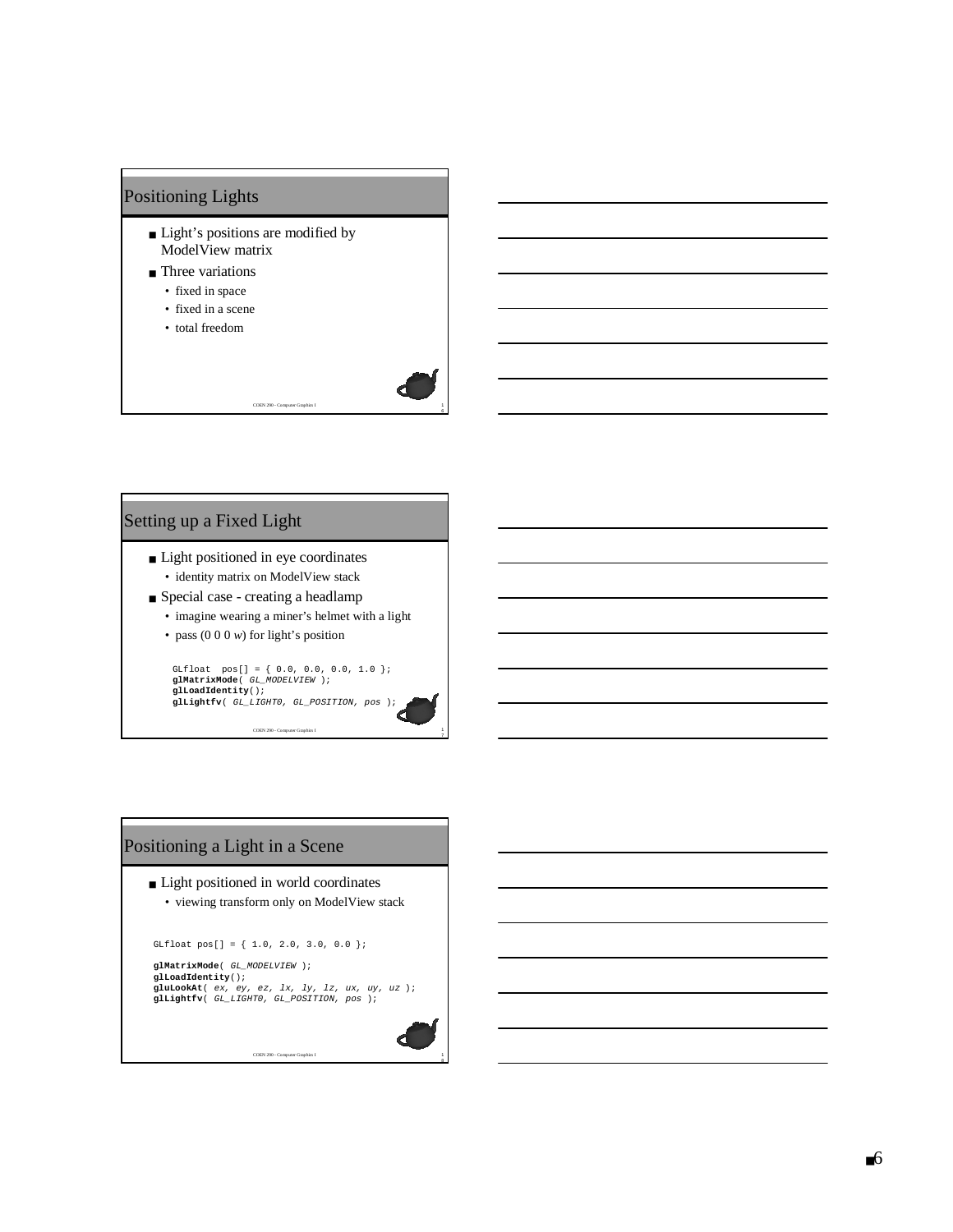## Positioning Lights

- Light's positions are modified by ModelView matrix
- Three variations
  - fixed in space
  - fixed in a scene
  - total freedom

## Setting up a Fixed Light

- Light positioned in eye coordinates
  - identity matrix on ModelView stack
- Special case - creating a headlamp
  - imagine wearing a miner's helmet with a light
  - pass (0 0 0 *w*) for light's position

```
GLfloat  pos[] = { 0.0, 0.0, 0.0, 1.0 };
glMatrixMode( GL_MODELVIEW );
glLoadIdentity();
glLightfv( GL_LIGHT0, GL_POSITION, pos );
```

## Positioning a Light in a Scene

- Light positioned in world coordinates
  - viewing transform only on ModelView stack

```
GLfloat pos[] = { 1.0, 2.0, 3.0, 0.0 };

glMatrixMode( GL_MODELVIEW );
glLoadIdentity();
gluLookAt( ex, ey, ez, lx, ly, lz, ux, uy, uz );
glLightfv( GL_LIGHT0, GL_POSITION, pos );
```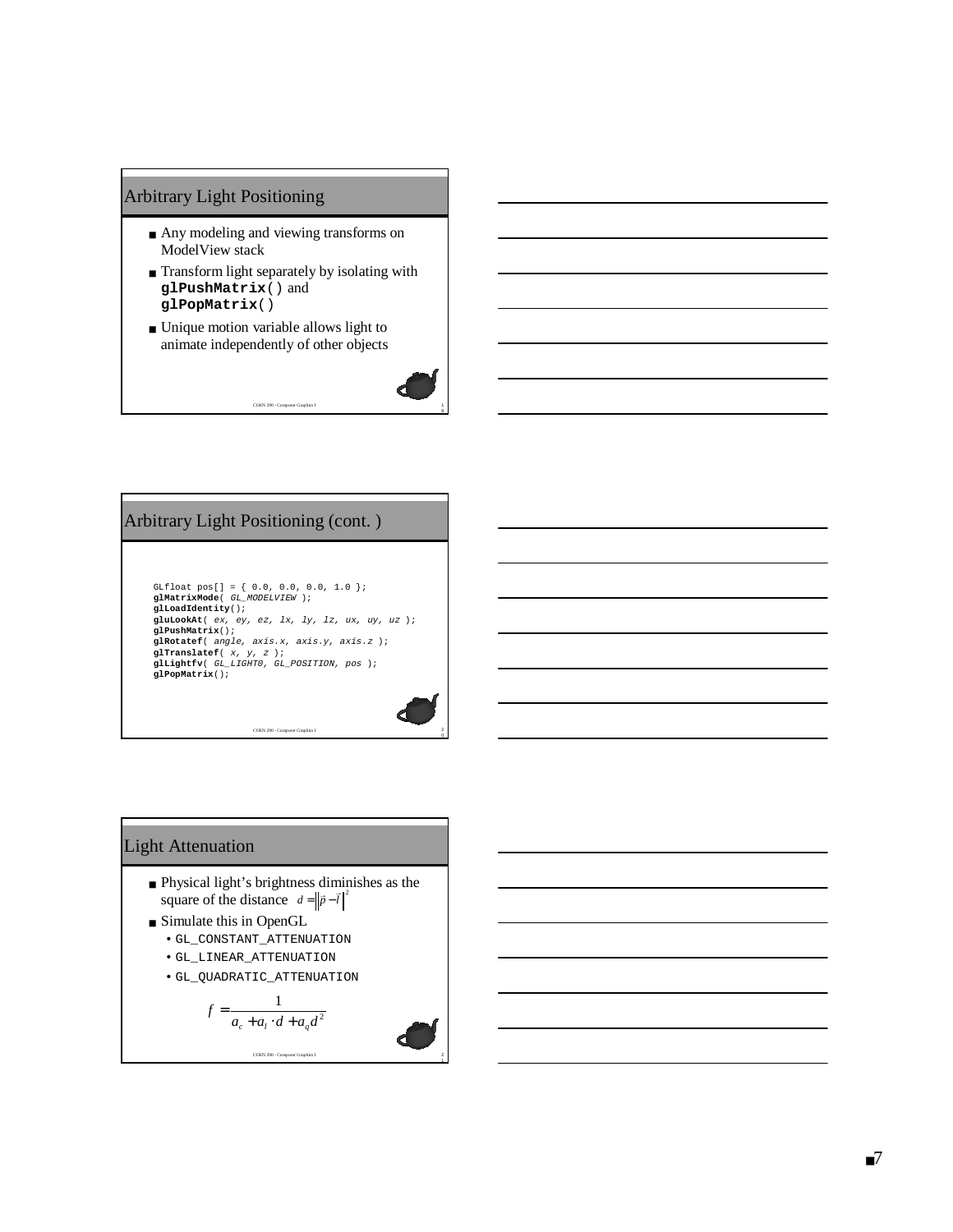## Arbitrary Light Positioning

- Any modeling and viewing transforms on ModelView stack
- Transform light separately by isolating with **glPushMatrix**() and **glPopMatrix**()
- Unique motion variable allows light to animate independently of other objects

## Arbitrary Light Positioning (cont. )

```
GLfloat pos[] = { 0.0, 0.0, 0.0, 1.0 };
glMatrixMode( GL_MODELVIEW );
glLoadIdentity();
gluLookAt( ex, ey, ez, lx, ly, lz, ux, uy, uz );
glPushMatrix();
glRotatef( angle, axis.x, axis.y, axis.z );
glTranslatef( x, y, z );
glLightfv( GL_LIGHT0, GL_POSITION, pos );
glPopMatrix();
```

## Light Attenuation

- Physical light's brightness diminishes as the square of the distance $d = \left\|\vec{p} - \vec{l}\right\|^2$
- Simulate this in OpenGL
  - GL_CONSTANT_ATTENUATION
  - GL_LINEAR_ATTENUATION
  - GL_QUADRATIC_ATTENUATION

$$f = \frac{1}{a_c + a_l \cdot d + a_q d^2}$$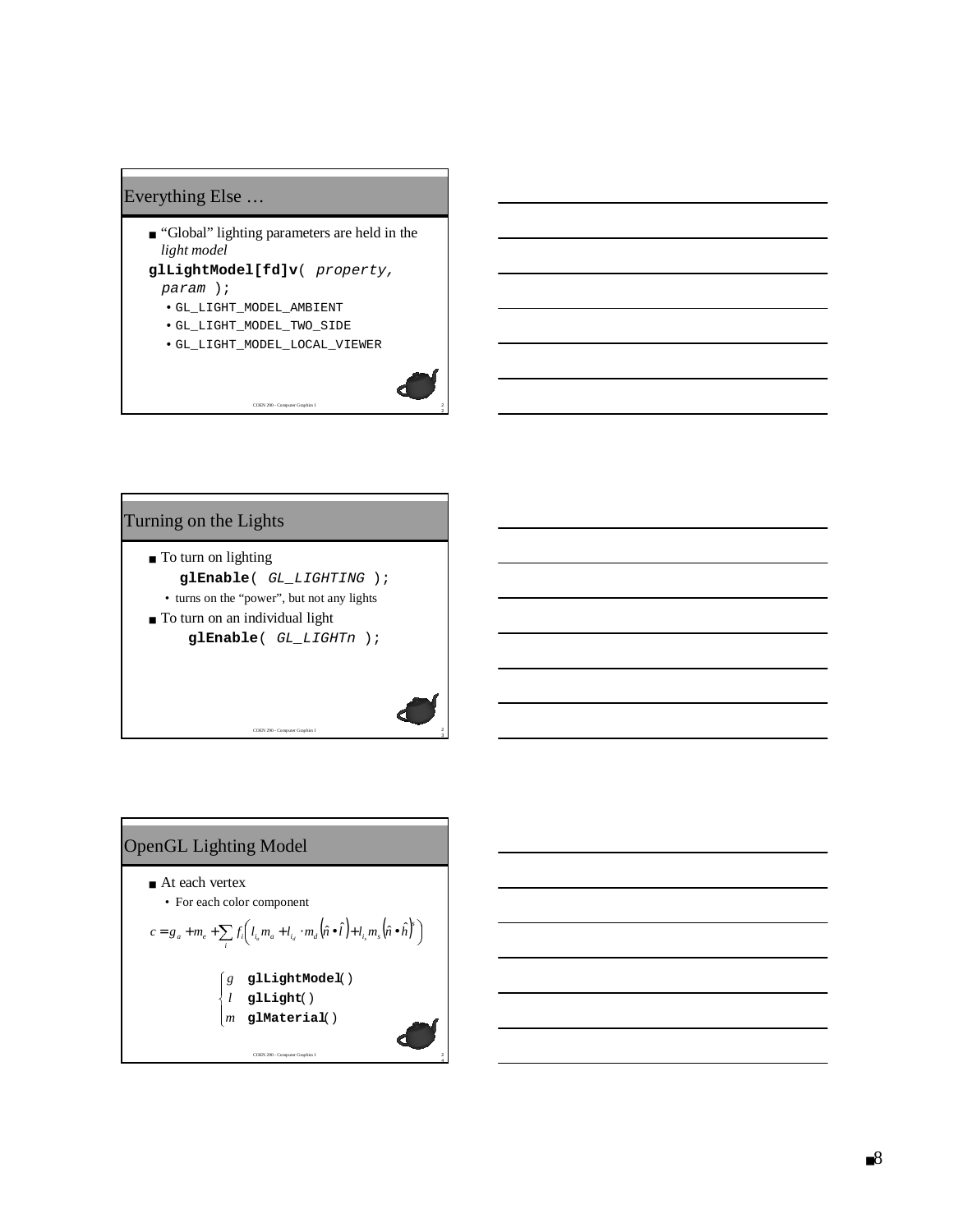## Everything Else …

- "Global" lighting parameters are held in the *light model*

```
glLightModel[fd]v( property,
  param );
```

  - GL_LIGHT_MODEL_AMBIENT
  - GL_LIGHT_MODEL_TWO_SIDE
  - GL_LIGHT_MODEL_LOCAL_VIEWER

## Turning on the Lights

- To turn on lighting

```
glEnable( GL_LIGHTING );
```

  - turns on the "power", but not any lights
- To turn on an individual light

```
glEnable( GL_LIGHTn );
```

## OpenGL Lighting Model

- At each vertex
  - For each color component

$$c = g_a + m_e + \sum_i f_i \left( l_{i_a} m_a + l_{i_d} \cdot m_d \left( \hat{n} \bullet \hat{l} \right) + l_{i_s} m_s \left( \hat{n} \bullet \hat{h} \right)^s \right)$$

$$\begin{cases} g & \textbf{glLightModel}() \\ l & \textbf{glLight}() \\ m & \textbf{glMaterial}() \end{cases}$$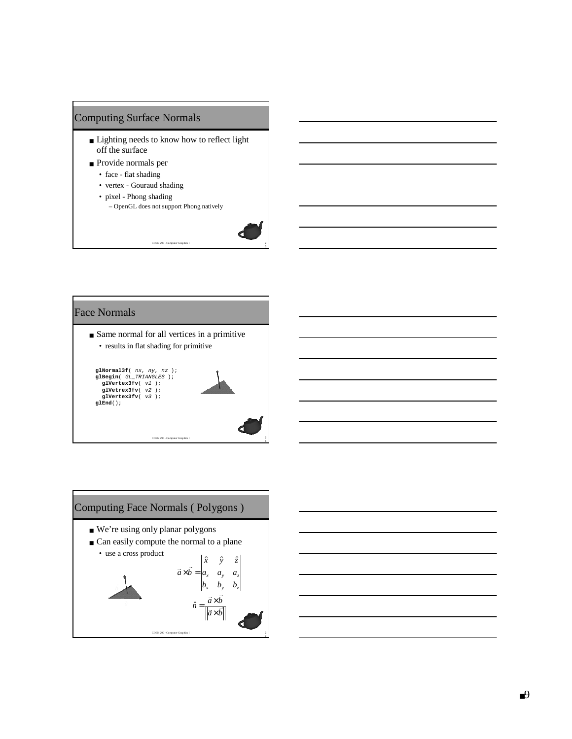## Computing Surface Normals

- Lighting needs to know how to reflect light off the surface
- Provide normals per
  - face - flat shading
  - vertex - Gouraud shading
  - pixel - Phong shading
    - OpenGL does not support Phong natively

## Face Normals

- Same normal for all vertices in a primitive
  - results in flat shading for primitive

```
glNormal3f( nx, ny, nz );
glBegin( GL_TRIANGLES );
  glVertex3fv( v1 );
  glVetrex3fv( v2 );
  glVertex3fv( v3 );
glEnd();
```

## Computing Face Normals ( Polygons )

- We're using only planar polygons
- Can easily compute the normal to a plane
  - use a cross product

$$\vec{a} \times \vec{b} = \begin{vmatrix} \hat{x} & \hat{y} & \hat{z} \\ a_x & a_y & a_z \\ b_x & b_y & b_z \end{vmatrix}$$

$$\hat{n} = \frac{\vec{a} \times \vec{b}}{\left\| \vec{a} \times \vec{b} \right\|}$$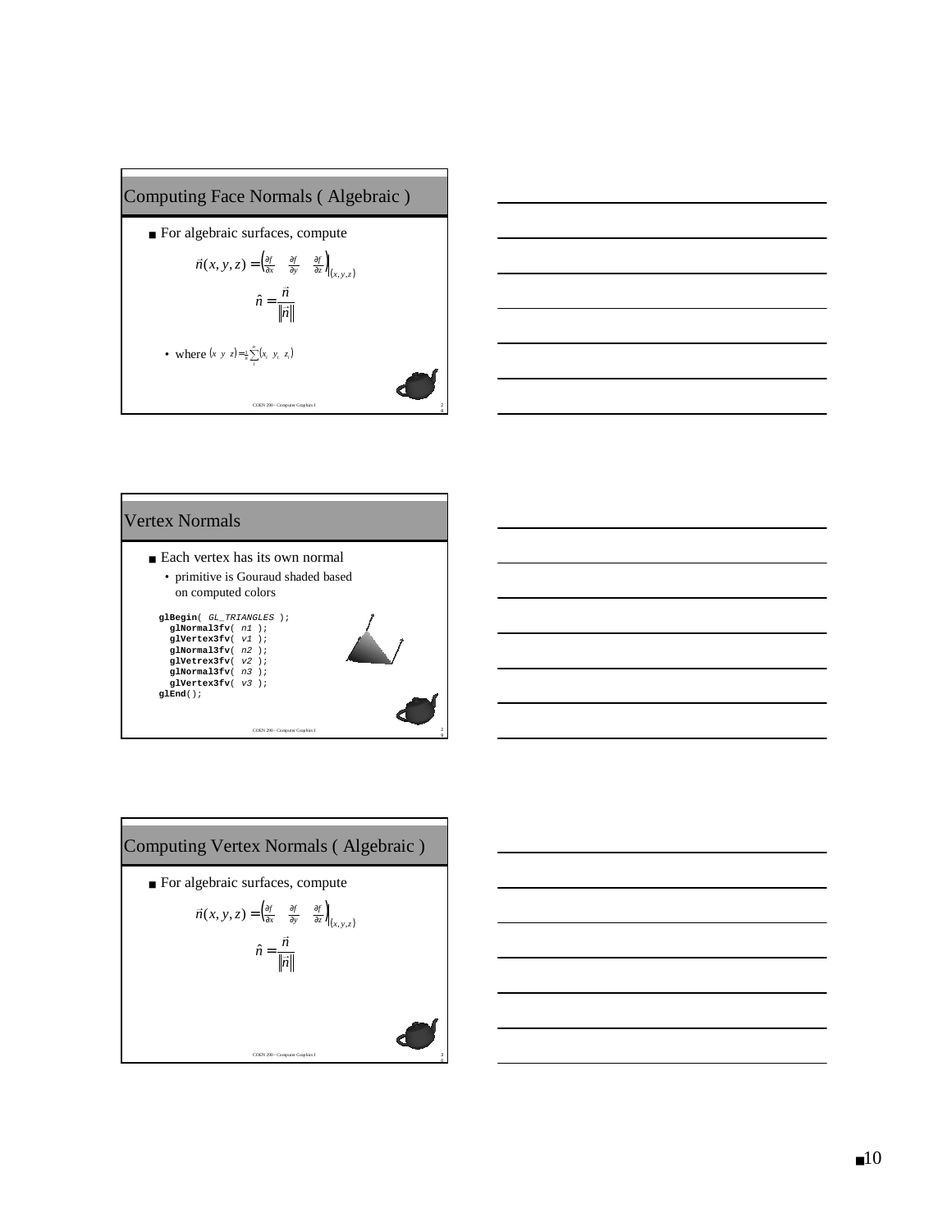## Computing Face Normals ( Algebraic )

- For algebraic surfaces, compute

$$\vec{n}(x,y,z) = \left( \frac{\partial f}{\partial x} \quad \frac{\partial f}{\partial y} \quad \frac{\partial f}{\partial z} \right)\Bigg|_{(x,y,z)}$$

$$\hat{n} = \frac{\vec{n}}{\|\vec{n}\|}$$

  - where $(x \;\; y \;\; z) = \frac{1}{n} \sum_{i}^{n} (x_i \;\; y_i \;\; z_i)$

## Vertex Normals

- Each vertex has its own normal
  - primitive is Gouraud shaded based on computed colors

```
glBegin( GL_TRIANGLES );
  glNormal3fv( n1 );
  glVertex3fv( v1 );
  glNormal3fv( n2 );
  glVetrex3fv( v2 );
  glNormal3fv( n3 );
  glVertex3fv( v3 );
glEnd();
```

## Computing Vertex Normals ( Algebraic )

- For algebraic surfaces, compute

$$\vec{n}(x,y,z) = \left( \frac{\partial f}{\partial x} \quad \frac{\partial f}{\partial y} \quad \frac{\partial f}{\partial z} \right)\Bigg|_{(x,y,z)}$$

$$\hat{n} = \frac{\vec{n}}{\|\vec{n}\|}$$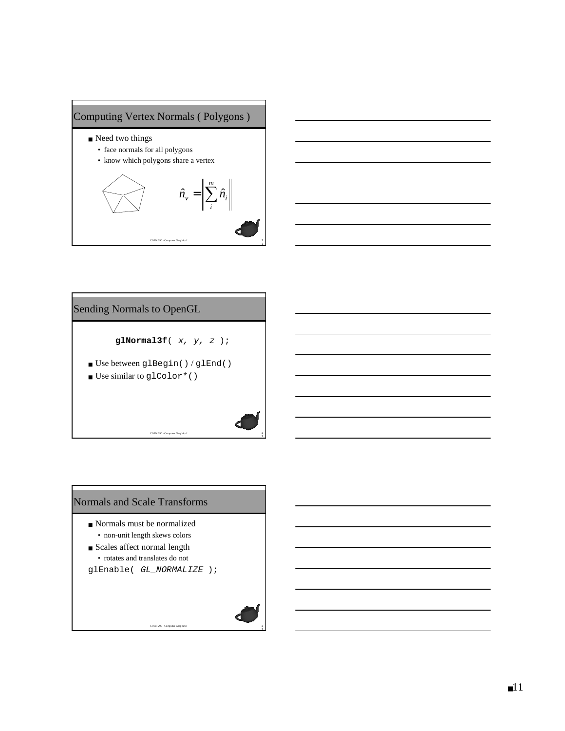## Computing Vertex Normals ( Polygons )

- Need two things
  - face normals for all polygons
  - know which polygons share a vertex

$$\hat{n}_v = \left\| \sum_i^m \hat{n}_i \right\|$$

## Sending Normals to OpenGL

```
glNormal3f( x, y, z );
```

- Use between `glBegin()` / `glEnd()`
- Use similar to `glColor*()`

## Normals and Scale Transforms

- Normals must be normalized
  - non-unit length skews colors
- Scales affect normal length
  - rotates and translates do not

```
glEnable( GL_NORMALIZE );
```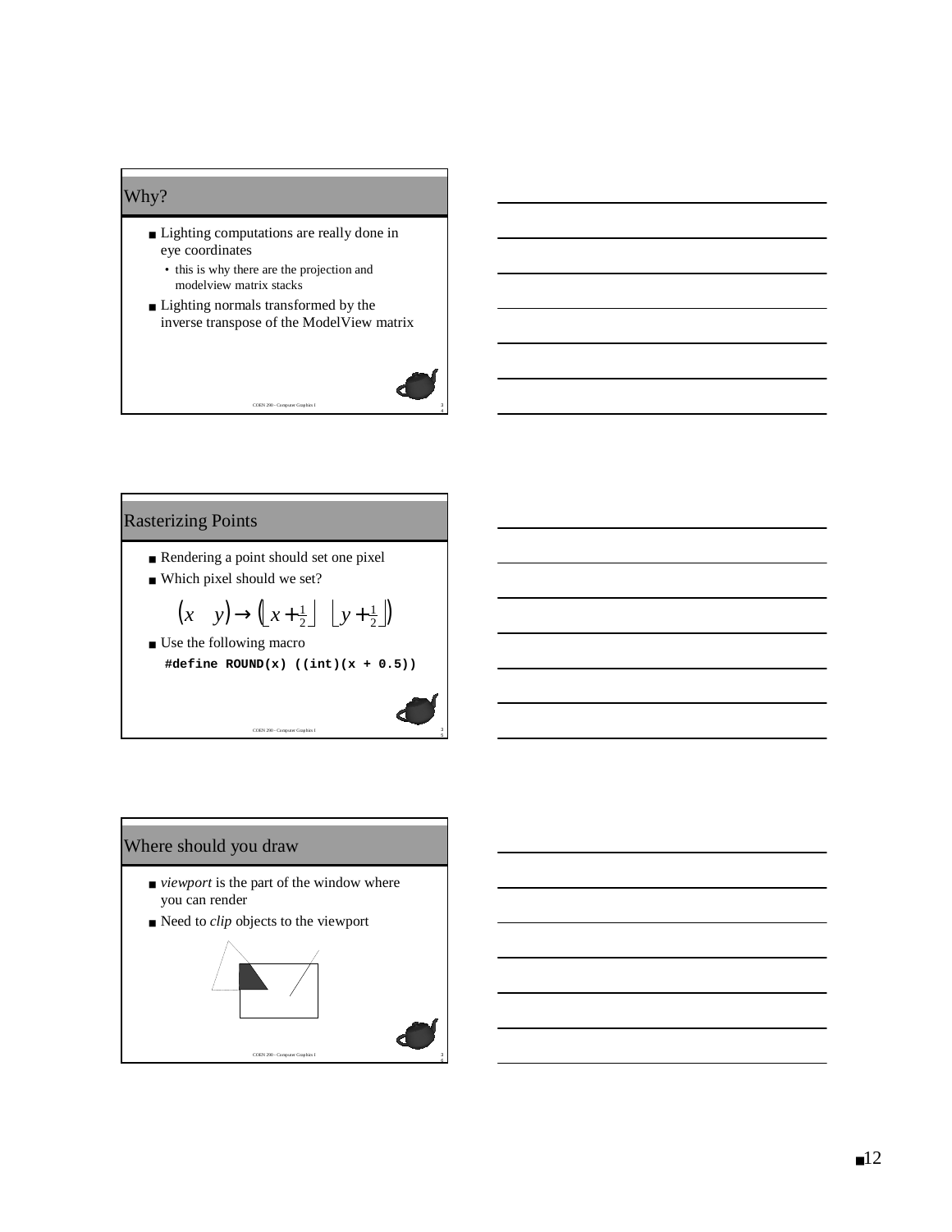## Why?

- Lighting computations are really done in eye coordinates
  - this is why there are the projection and modelview matrix stacks
- Lighting normals transformed by the inverse transpose of the ModelView matrix

## Rasterizing Points

- Rendering a point should set one pixel
- Which pixel should we set?

$$\begin{pmatrix} x & y \end{pmatrix} \rightarrow \begin{pmatrix} \left\lfloor x + \frac{1}{2} \right\rfloor & \left\lfloor y + \frac{1}{2} \right\rfloor \end{pmatrix}$$

- Use the following macro

```
#define ROUND(x) ((int)(x + 0.5))
```

## Where should you draw

- *viewport* is the part of the window where you can render
- Need to *clip* objects to the viewport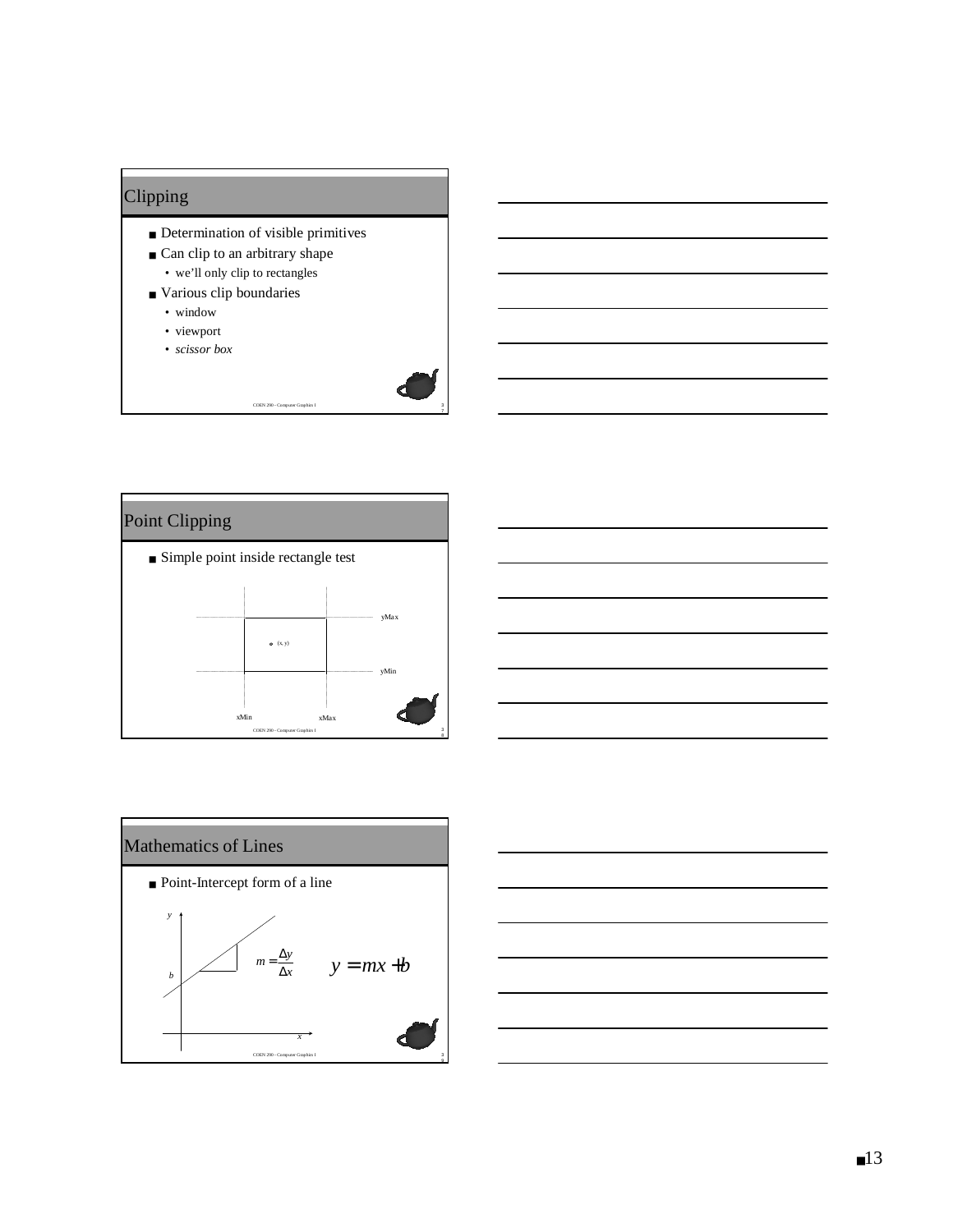## Clipping

- Determination of visible primitives
- Can clip to an arbitrary shape
  - we'll only clip to rectangles
- Various clip boundaries
  - window
  - viewport
  - *scissor box*

## Point Clipping

- Simple point inside rectangle test

(x, y)

yMax

yMin

xMin xMax

## Mathematics of Lines

- Point-Intercept form of a line

$$m = \frac{\Delta y}{\Delta x} \qquad y = mx + b$$

$y$, $b$, $x$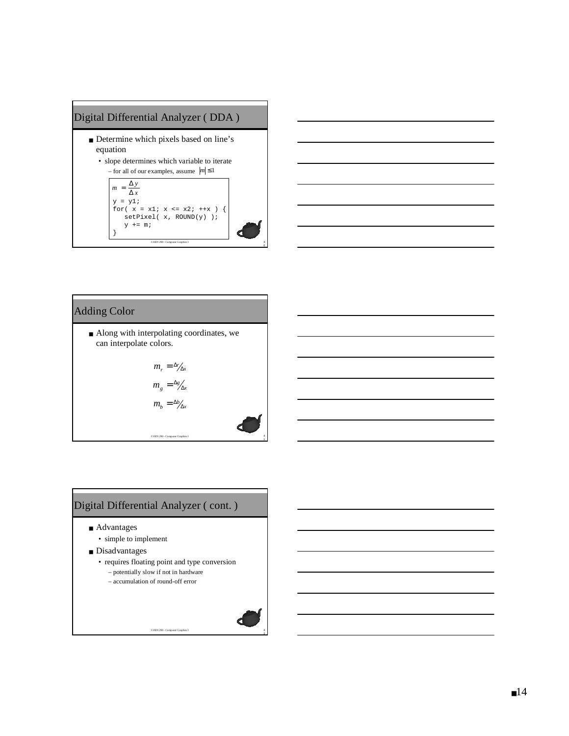## Digital Differential Analyzer ( DDA )

- Determine which pixels based on line's equation
  - slope determines which variable to iterate
    - for all of our examples, assume $|m| \leq 1$

$$m = \frac{\Delta y}{\Delta x}$$

```
y = y1;
for( x = x1; x <= x2; ++x ) {
   setPixel( x, ROUND(y) );
   y += m;
}
```

## Adding Color

- Along with interpolating coordinates, we can interpolate colors.

$$m_r = \Delta r / \Delta x$$

$$m_g = \Delta g / \Delta x$$

$$m_b = \Delta b / \Delta x$$

## Digital Differential Analyzer ( cont. )

- Advantages
  - simple to implement
- Disadvantages
  - requires floating point and type conversion
    - potentially slow if not in hardware
    - accumulation of round-off error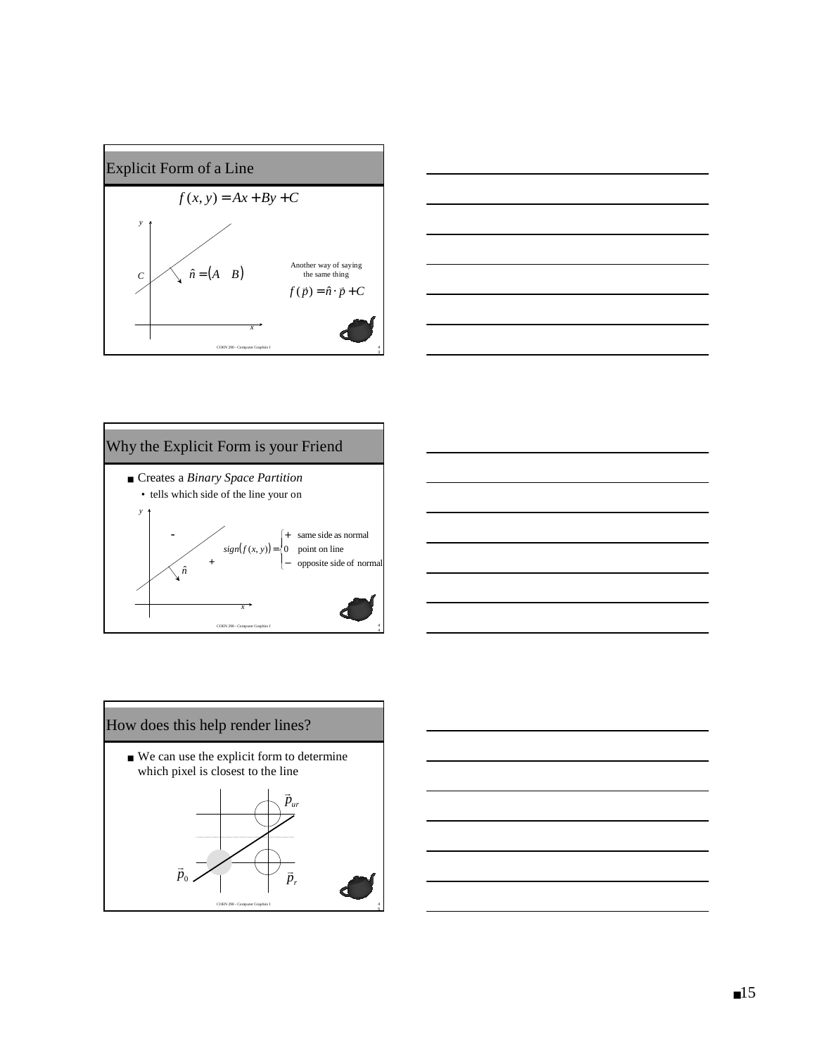## Explicit Form of a Line

$$f(x, y) = Ax + By + C$$

$y$

$C$

$\hat{n} = (A \quad B)$

$x$

Another way of saying the same thing

$f(\vec{p}) = \hat{n} \cdot \vec{p} + C$

## Why the Explicit Form is your Friend

- Creates a *Binary Space Partition*
  - tells which side of the line your on

$y$

-

+

$\hat{n}$

$x$

$$sign(f(x, y)) = \begin{cases} + & \text{same side as normal} \\ 0 & \text{point on line} \\ - & \text{opposite side of normal} \end{cases}$$

## How does this help render lines?

- We can use the explicit form to determine which pixel is closest to the line

$\vec{p}_{ur}$

$\vec{p}_0$

$\vec{p}_r$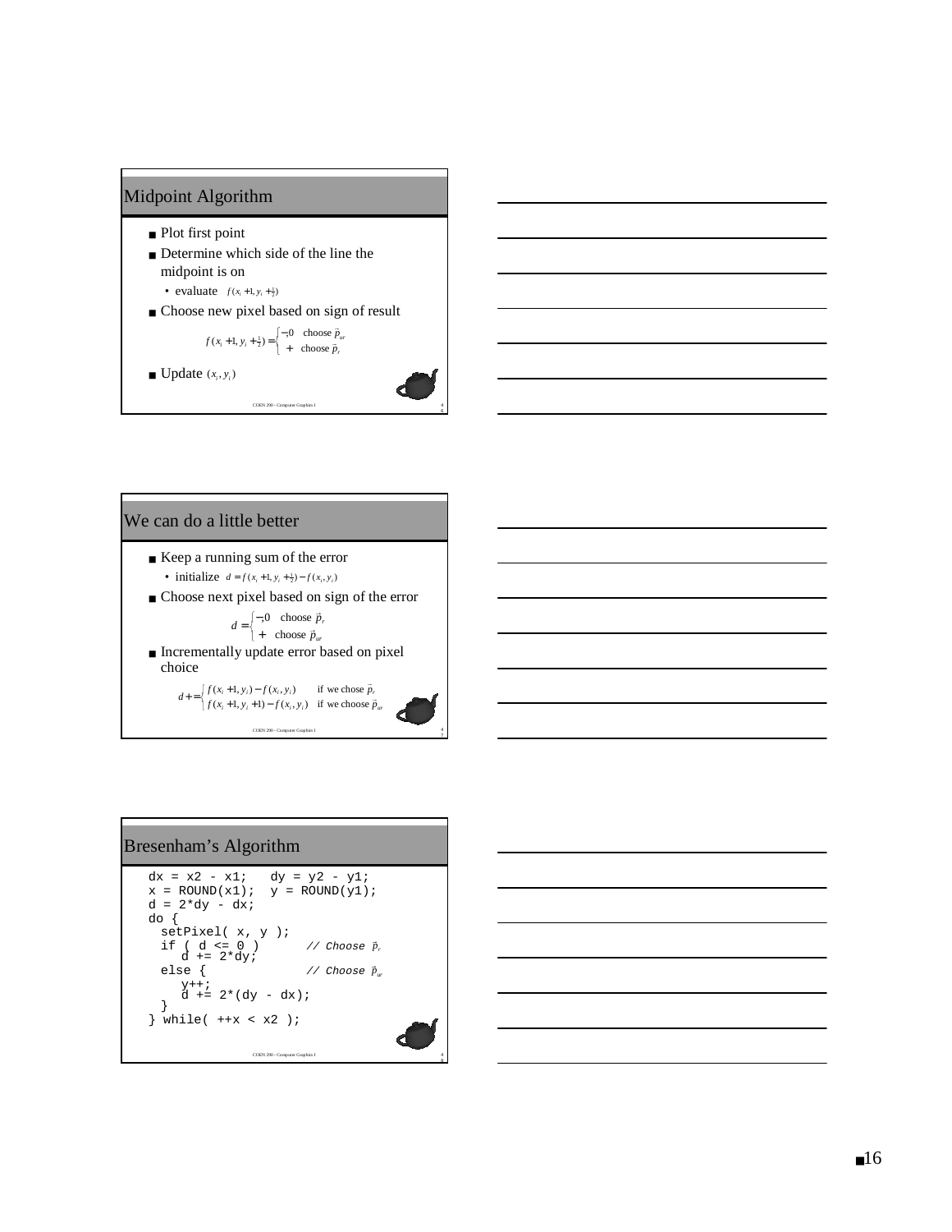## Midpoint Algorithm

- Plot first point
- Determine which side of the line the midpoint is on
  - evaluate $f(x_i + 1, y_i + \frac{1}{2})$
- Choose new pixel based on sign of result

$$f(x_i + 1, y_i + \tfrac{1}{2}) = \begin{cases} -,0 & \text{choose } \vec{p}_{ur} \\ + & \text{choose } \vec{p}_r \end{cases}$$

- Update $(x_i, y_i)$

## We can do a little better

- Keep a running sum of the error
  - initialize $d = f(x_i + 1, y_i + \frac{1}{2}) - f(x_i, y_i)$
- Choose next pixel based on sign of the error

$$d = \begin{cases} -,0 & \text{choose } \vec{p}_r \\ + & \text{choose } \vec{p}_{ur} \end{cases}$$

- Incrementally update error based on pixel choice

$$d += \begin{cases} f(x_i + 1, y_i) - f(x_i, y_i) & \text{if we chose } \vec{p}_r \\ f(x_i + 1, y_i + 1) - f(x_i, y_i) & \text{if we choose } \vec{p}_{ur} \end{cases}$$

## Bresenham's Algorithm

```
dx = x2 - x1;   dy = y2 - y1;
x = ROUND(x1);  y = ROUND(y1);
d = 2*dy - dx;
do {
  setPixel( x, y );
  if ( d <= 0 )       // Choose p_r
    d += 2*dy;
  else {              // Choose p_ur
    y++;
    d += 2*(dy - dx);
  }
} while( ++x < x2 );
```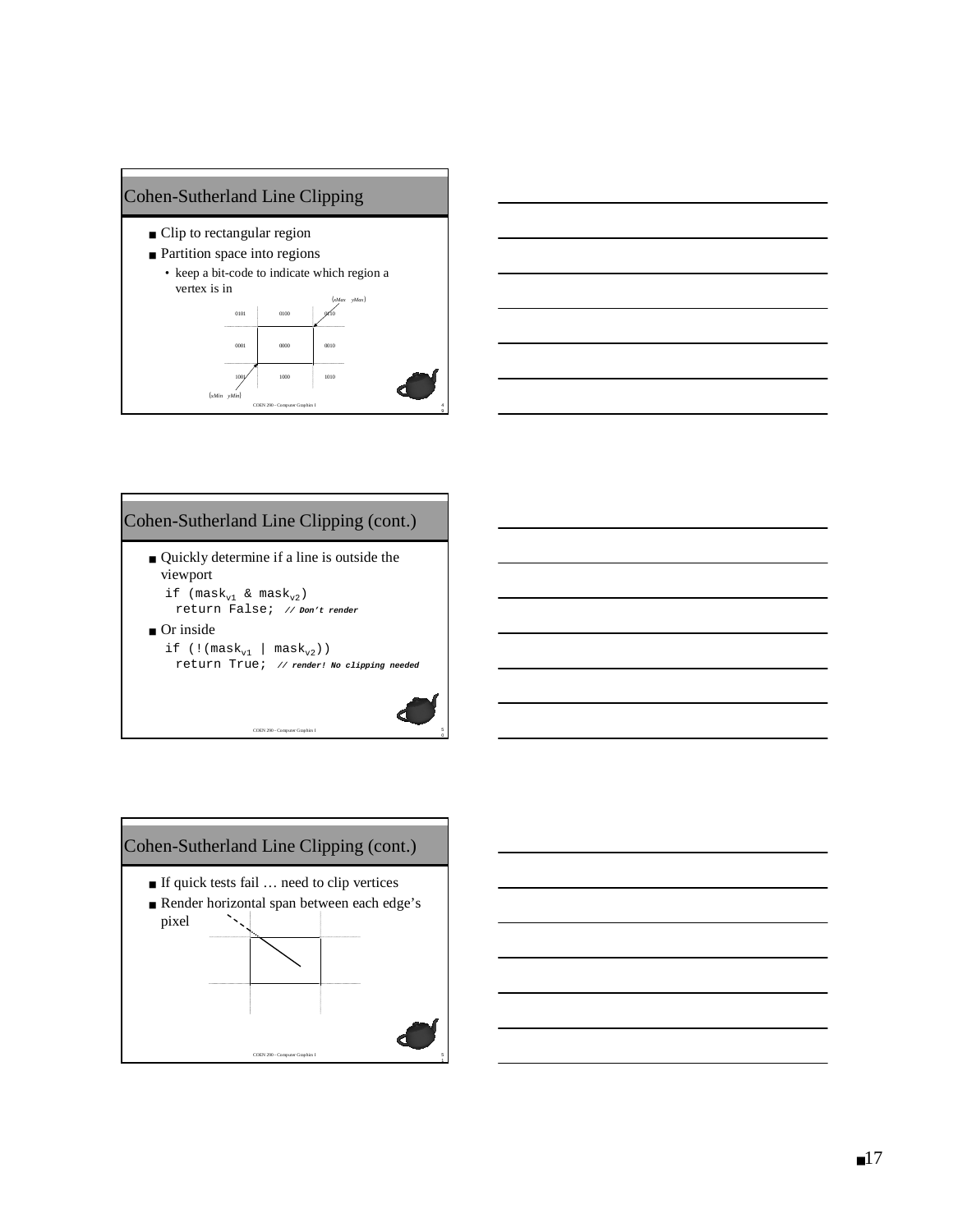## Cohen-Sutherland Line Clipping

- Clip to rectangular region
- Partition space into regions
  - keep a bit-code to indicate which region a vertex is in

(xMax yMax)

0101 0100 0110

0001 0000 0010

1001 1000 1010

(xMin yMin)

## Cohen-Sutherland Line Clipping (cont.)

- Quickly determine if a line is outside the viewport

```
if (mask_v1 & mask_v2)
  return False; // Don't render
```

- Or inside

```
if (!(mask_v1 | mask_v2))
  return True; // render! No clipping needed
```

## Cohen-Sutherland Line Clipping (cont.)

- If quick tests fail … need to clip vertices
- Render horizontal span between each edge's pixel